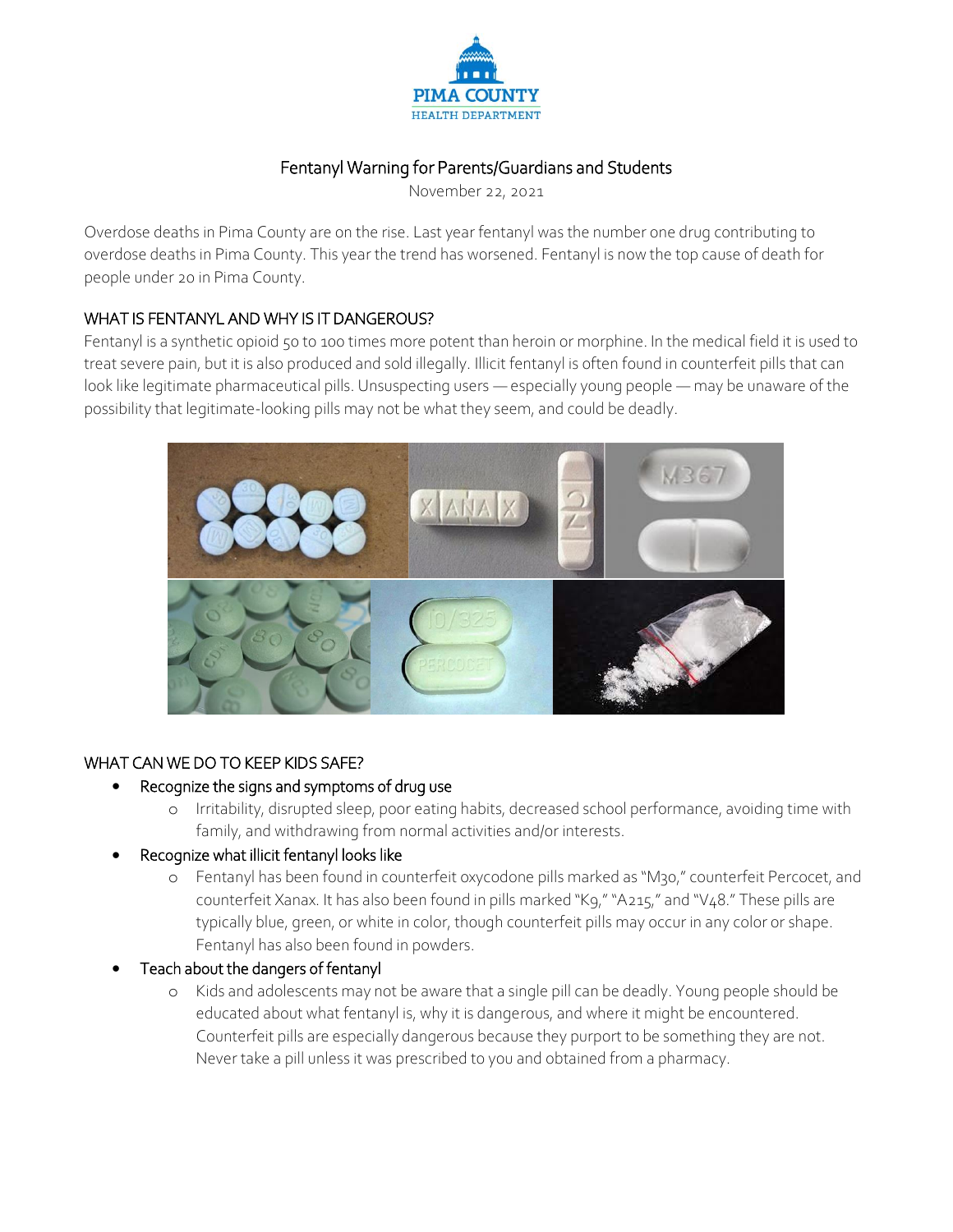# Fentanyl Warning for Parents/Guardians and Students

November 22, 2021

Overdose deaths in Pima County are on the rise. Last year fentanyl was the number one drug contributing to overdose deaths in Pima County. This year the trend has worsened. Fentanyl is now the top cause of death for people under 20 in Pima County.

## WHAT IS FENTANYL AND WHY IS IT DANGEROUS?

Fentanyl is a synthetic opioid 50 to 100 times more potent than heroin or morphine. In the medical field it is used to treat severe pain, but it is also produced and sold illegally. Illicit fentanyl is often found in counterfeit pills that can look like legitimate pharmaceutical pills. Unsuspecting users — especially young people — may be unaware of the possibility that legitimate-looking pills may not be what they seem, and could be deadly.

## WHAT CAN WE DO TO KEEP KIDS SAFE?

- Recognize the signs and symptoms of drug use
  - Irritability, disrupted sleep, poor eating habits, decreased school performance, avoiding time with family, and withdrawing from normal activities and/or interests.
- Recognize what illicit fentanyl looks like
  - Fentanyl has been found in counterfeit oxycodone pills marked as "M30," counterfeit Percocet, and counterfeit Xanax. It has also been found in pills marked "K9," "A215," and "V48." These pills are typically blue, green, or white in color, though counterfeit pills may occur in any color or shape. Fentanyl has also been found in powders.
- Teach about the dangers of fentanyl
  - Kids and adolescents may not be aware that a single pill can be deadly. Young people should be educated about what fentanyl is, why it is dangerous, and where it might be encountered. Counterfeit pills are especially dangerous because they purport to be something they are not. Never take a pill unless it was prescribed to you and obtained from a pharmacy.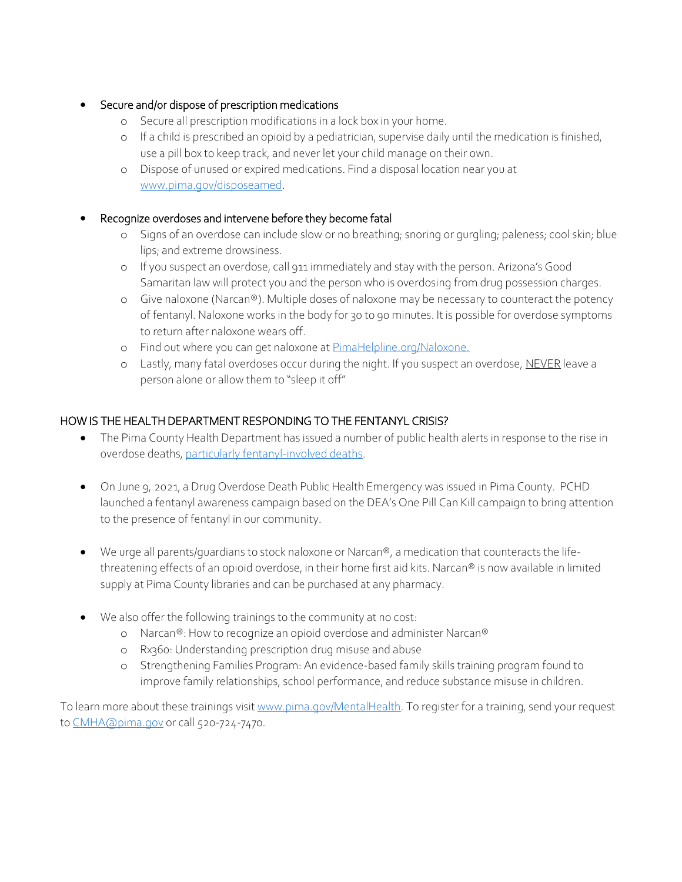- Secure and/or dispose of prescription medications
  - Secure all prescription modifications in a lock box in your home.
  - If a child is prescribed an opioid by a pediatrician, supervise daily until the medication is finished, use a pill box to keep track, and never let your child manage on their own.
  - Dispose of unused or expired medications. Find a disposal location near you at [www.pima.gov/disposeamed](www.pima.gov/disposeamed).

- Recognize overdoses and intervene before they become fatal
  - Signs of an overdose can include slow or no breathing; snoring or gurgling; paleness; cool skin; blue lips; and extreme drowsiness.
  - If you suspect an overdose, call 911 immediately and stay with the person. Arizona's Good Samaritan law will protect you and the person who is overdosing from drug possession charges.
  - Give naloxone (Narcan®). Multiple doses of naloxone may be necessary to counteract the potency of fentanyl. Naloxone works in the body for 30 to 90 minutes. It is possible for overdose symptoms to return after naloxone wears off.
  - Find out where you can get naloxone at [PimaHelpline.org/Naloxone.](PimaHelpline.org/Naloxone)
  - Lastly, many fatal overdoses occur during the night. If you suspect an overdose, <u>NEVER</u> leave a person alone or allow them to "sleep it off"

## HOW IS THE HEALTH DEPARTMENT RESPONDING TO THE FENTANYL CRISIS?

- The Pima County Health Department has issued a number of public health alerts in response to the rise in overdose deaths, particularly fentanyl-involved deaths.

- On June 9, 2021, a Drug Overdose Death Public Health Emergency was issued in Pima County. PCHD launched a fentanyl awareness campaign based on the DEA's One Pill Can Kill campaign to bring attention to the presence of fentanyl in our community.

- We urge all parents/guardians to stock naloxone or Narcan®, a medication that counteracts the life-threatening effects of an opioid overdose, in their home first aid kits. Narcan® is now available in limited supply at Pima County libraries and can be purchased at any pharmacy.

- We also offer the following trainings to the community at no cost:
  - Narcan®: How to recognize an opioid overdose and administer Narcan®
  - Rx360: Understanding prescription drug misuse and abuse
  - Strengthening Families Program: An evidence-based family skills training program found to improve family relationships, school performance, and reduce substance misuse in children.

To learn more about these trainings visit [www.pima.gov/MentalHealth](www.pima.gov/MentalHealth). To register for a training, send your request to [CMHA@pima.gov](mailto:CMHA@pima.gov) or call 520-724-7470.